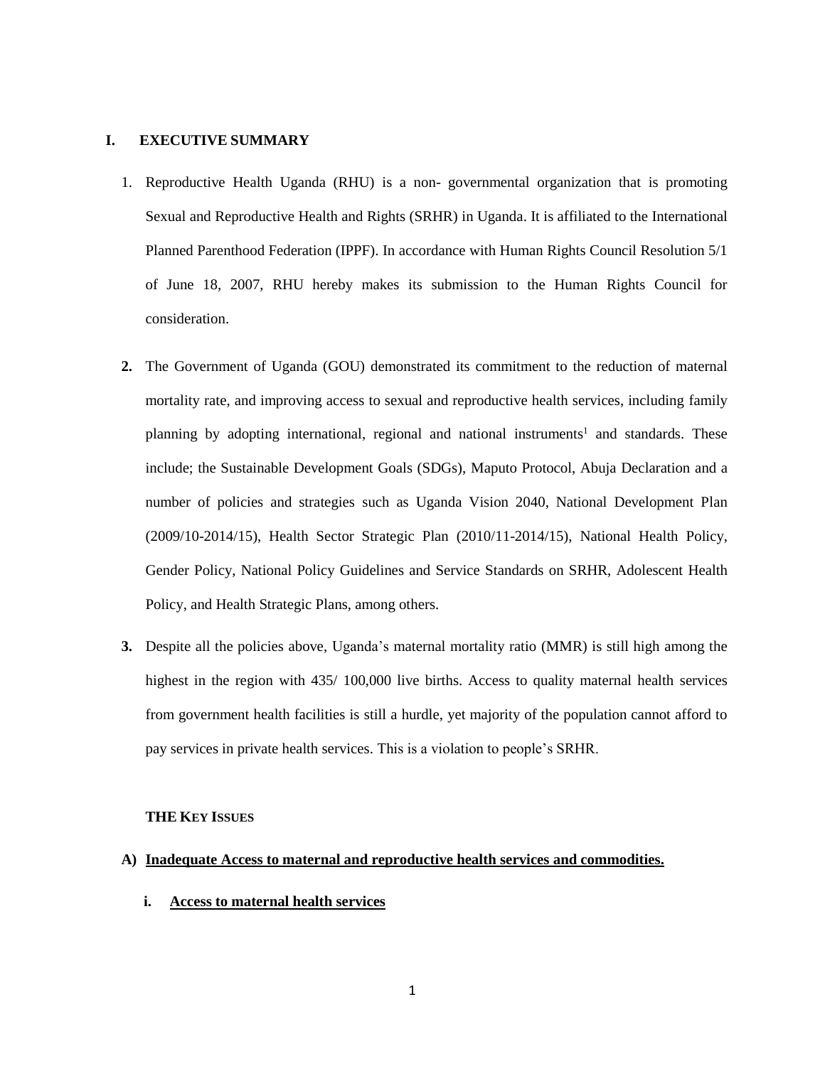## I. EXECUTIVE SUMMARY

1. Reproductive Health Uganda (RHU) is a non- governmental organization that is promoting Sexual and Reproductive Health and Rights (SRHR) in Uganda. It is affiliated to the International Planned Parenthood Federation (IPPF). In accordance with Human Rights Council Resolution 5/1 of June 18, 2007, RHU hereby makes its submission to the Human Rights Council for consideration.

2. The Government of Uganda (GOU) demonstrated its commitment to the reduction of maternal mortality rate, and improving access to sexual and reproductive health services, including family planning by adopting international, regional and national instruments[1] and standards. These include; the Sustainable Development Goals (SDGs), Maputo Protocol, Abuja Declaration and a number of policies and strategies such as Uganda Vision 2040, National Development Plan (2009/10-2014/15), Health Sector Strategic Plan (2010/11-2014/15), National Health Policy, Gender Policy, National Policy Guidelines and Service Standards on SRHR, Adolescent Health Policy, and Health Strategic Plans, among others.

3. Despite all the policies above, Uganda's maternal mortality ratio (MMR) is still high among the highest in the region with 435/ 100,000 live births. Access to quality maternal health services from government health facilities is still a hurdle, yet majority of the population cannot afford to pay services in private health services. This is a violation to people's SRHR.

### THE KEY ISSUES

**A) Inadequate Access to maternal and reproductive health services and commodities.**

**i. Access to maternal health services**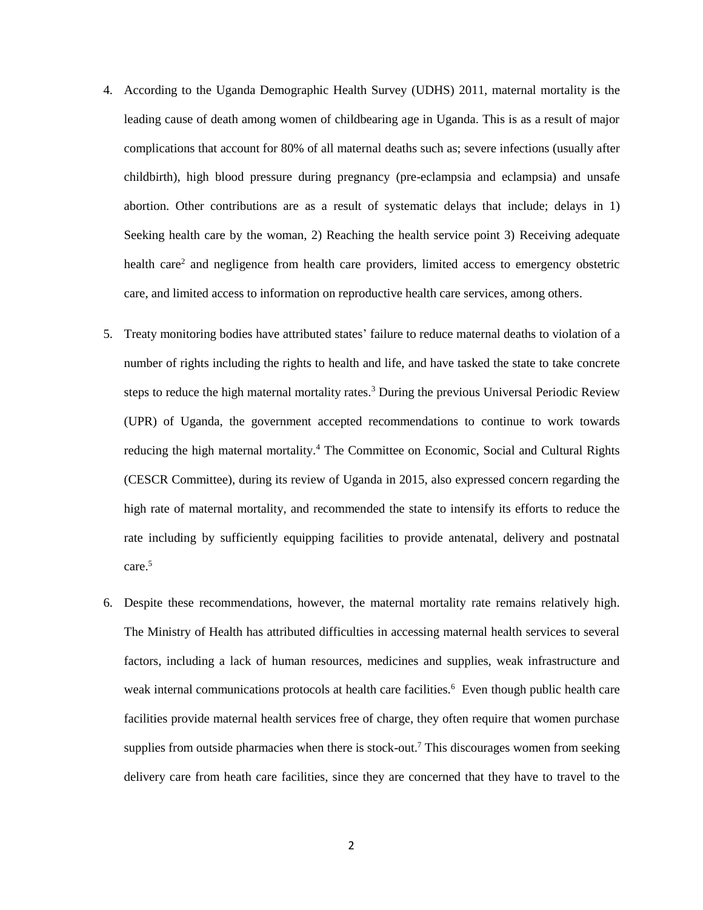4. According to the Uganda Demographic Health Survey (UDHS) 2011, maternal mortality is the leading cause of death among women of childbearing age in Uganda. This is as a result of major complications that account for 80% of all maternal deaths such as; severe infections (usually after childbirth), high blood pressure during pregnancy (pre-eclampsia and eclampsia) and unsafe abortion. Other contributions are as a result of systematic delays that include; delays in 1) Seeking health care by the woman, 2) Reaching the health service point 3) Receiving adequate health care[2] and negligence from health care providers, limited access to emergency obstetric care, and limited access to information on reproductive health care services, among others.

5. Treaty monitoring bodies have attributed states' failure to reduce maternal deaths to violation of a number of rights including the rights to health and life, and have tasked the state to take concrete steps to reduce the high maternal mortality rates.[3] During the previous Universal Periodic Review (UPR) of Uganda, the government accepted recommendations to continue to work towards reducing the high maternal mortality.[4] The Committee on Economic, Social and Cultural Rights (CESCR Committee), during its review of Uganda in 2015, also expressed concern regarding the high rate of maternal mortality, and recommended the state to intensify its efforts to reduce the rate including by sufficiently equipping facilities to provide antenatal, delivery and postnatal care.[5]

6. Despite these recommendations, however, the maternal mortality rate remains relatively high. The Ministry of Health has attributed difficulties in accessing maternal health services to several factors, including a lack of human resources, medicines and supplies, weak infrastructure and weak internal communications protocols at health care facilities.[6] Even though public health care facilities provide maternal health services free of charge, they often require that women purchase supplies from outside pharmacies when there is stock-out.[7] This discourages women from seeking delivery care from heath care facilities, since they are concerned that they have to travel to the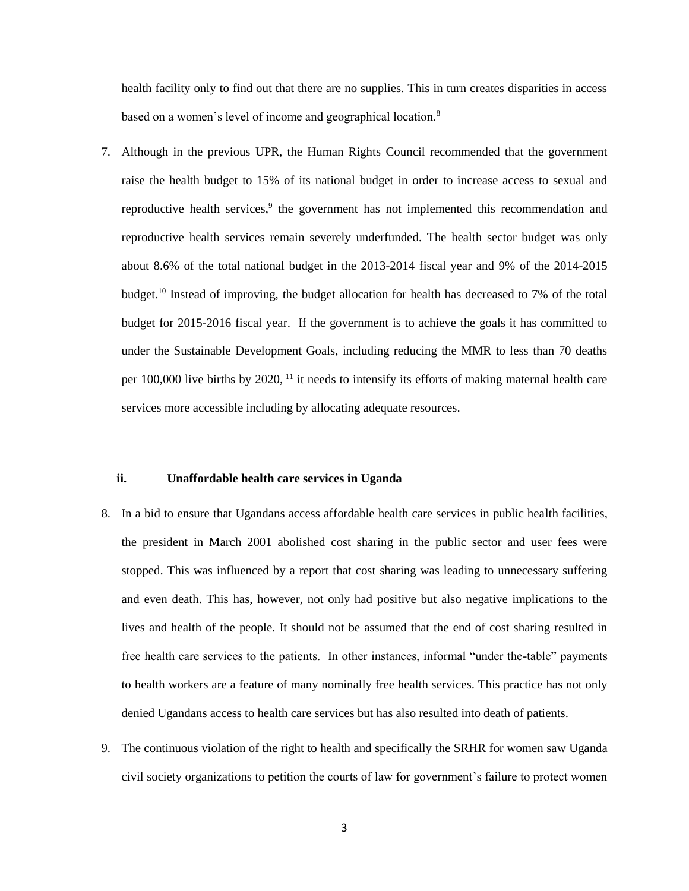health facility only to find out that there are no supplies. This in turn creates disparities in access based on a women's level of income and geographical location.[8]

7. Although in the previous UPR, the Human Rights Council recommended that the government raise the health budget to 15% of its national budget in order to increase access to sexual and reproductive health services,[9] the government has not implemented this recommendation and reproductive health services remain severely underfunded. The health sector budget was only about 8.6% of the total national budget in the 2013-2014 fiscal year and 9% of the 2014-2015 budget.[10] Instead of improving, the budget allocation for health has decreased to 7% of the total budget for 2015-2016 fiscal year. If the government is to achieve the goals it has committed to under the Sustainable Development Goals, including reducing the MMR to less than 70 deaths per 100,000 live births by 2020,[11] it needs to intensify its efforts of making maternal health care services more accessible including by allocating adequate resources.

### ii. Unaffordable health care services in Uganda

8. In a bid to ensure that Ugandans access affordable health care services in public health facilities, the president in March 2001 abolished cost sharing in the public sector and user fees were stopped. This was influenced by a report that cost sharing was leading to unnecessary suffering and even death. This has, however, not only had positive but also negative implications to the lives and health of the people. It should not be assumed that the end of cost sharing resulted in free health care services to the patients. In other instances, informal "under the-table" payments to health workers are a feature of many nominally free health services. This practice has not only denied Ugandans access to health care services but has also resulted into death of patients.

9. The continuous violation of the right to health and specifically the SRHR for women saw Uganda civil society organizations to petition the courts of law for government's failure to protect women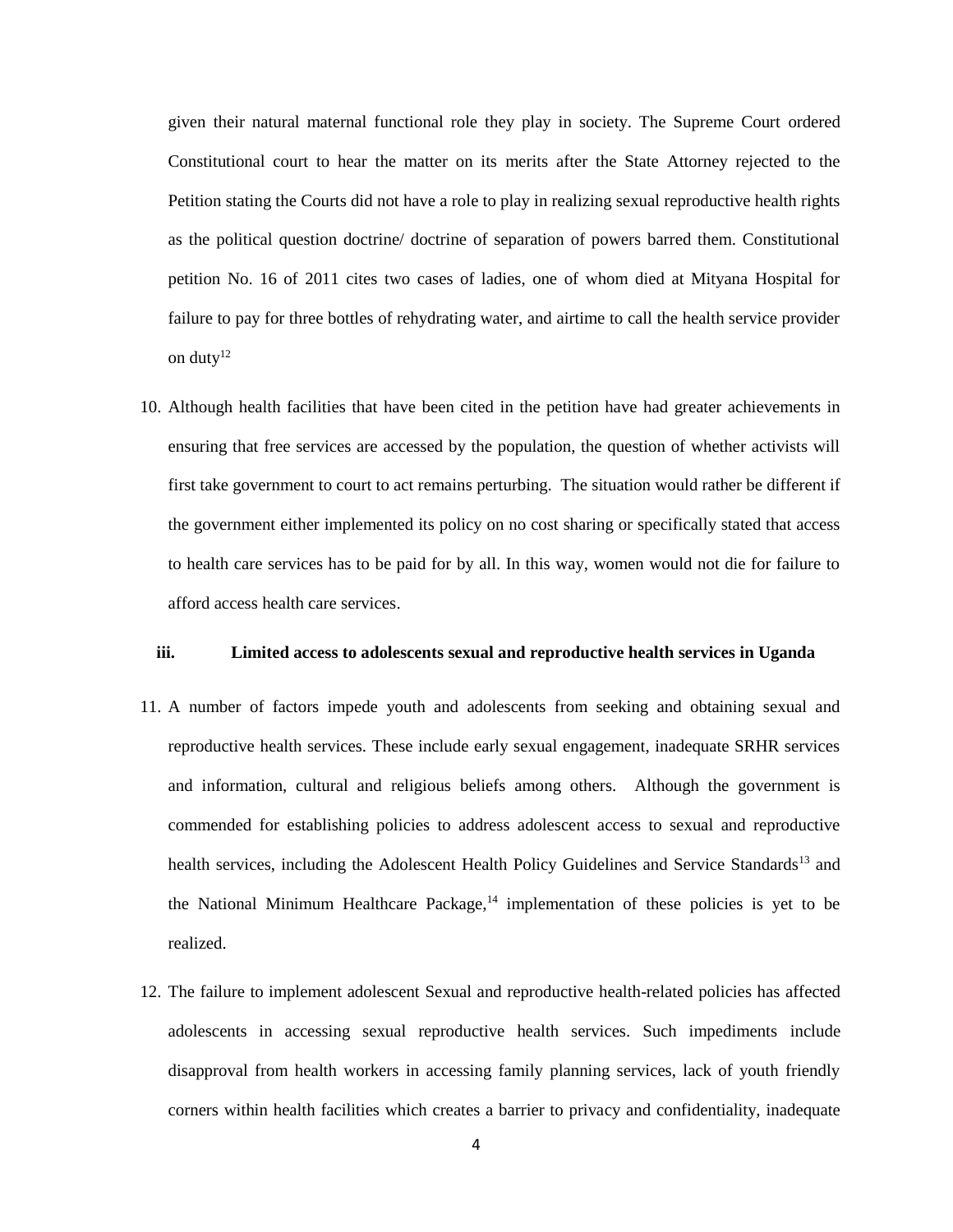given their natural maternal functional role they play in society. The Supreme Court ordered Constitutional court to hear the matter on its merits after the State Attorney rejected to the Petition stating the Courts did not have a role to play in realizing sexual reproductive health rights as the political question doctrine/ doctrine of separation of powers barred them. Constitutional petition No. 16 of 2011 cites two cases of ladies, one of whom died at Mityana Hospital for failure to pay for three bottles of rehydrating water, and airtime to call the health service provider on duty[12]

10. Although health facilities that have been cited in the petition have had greater achievements in ensuring that free services are accessed by the population, the question of whether activists will first take government to court to act remains perturbing. The situation would rather be different if the government either implemented its policy on no cost sharing or specifically stated that access to health care services has to be paid for by all. In this way, women would not die for failure to afford access health care services.

### iii. Limited access to adolescents sexual and reproductive health services in Uganda

11. A number of factors impede youth and adolescents from seeking and obtaining sexual and reproductive health services. These include early sexual engagement, inadequate SRHR services and information, cultural and religious beliefs among others. Although the government is commended for establishing policies to address adolescent access to sexual and reproductive health services, including the Adolescent Health Policy Guidelines and Service Standards[13] and the National Minimum Healthcare Package,[14] implementation of these policies is yet to be realized.

12. The failure to implement adolescent Sexual and reproductive health-related policies has affected adolescents in accessing sexual reproductive health services. Such impediments include disapproval from health workers in accessing family planning services, lack of youth friendly corners within health facilities which creates a barrier to privacy and confidentiality, inadequate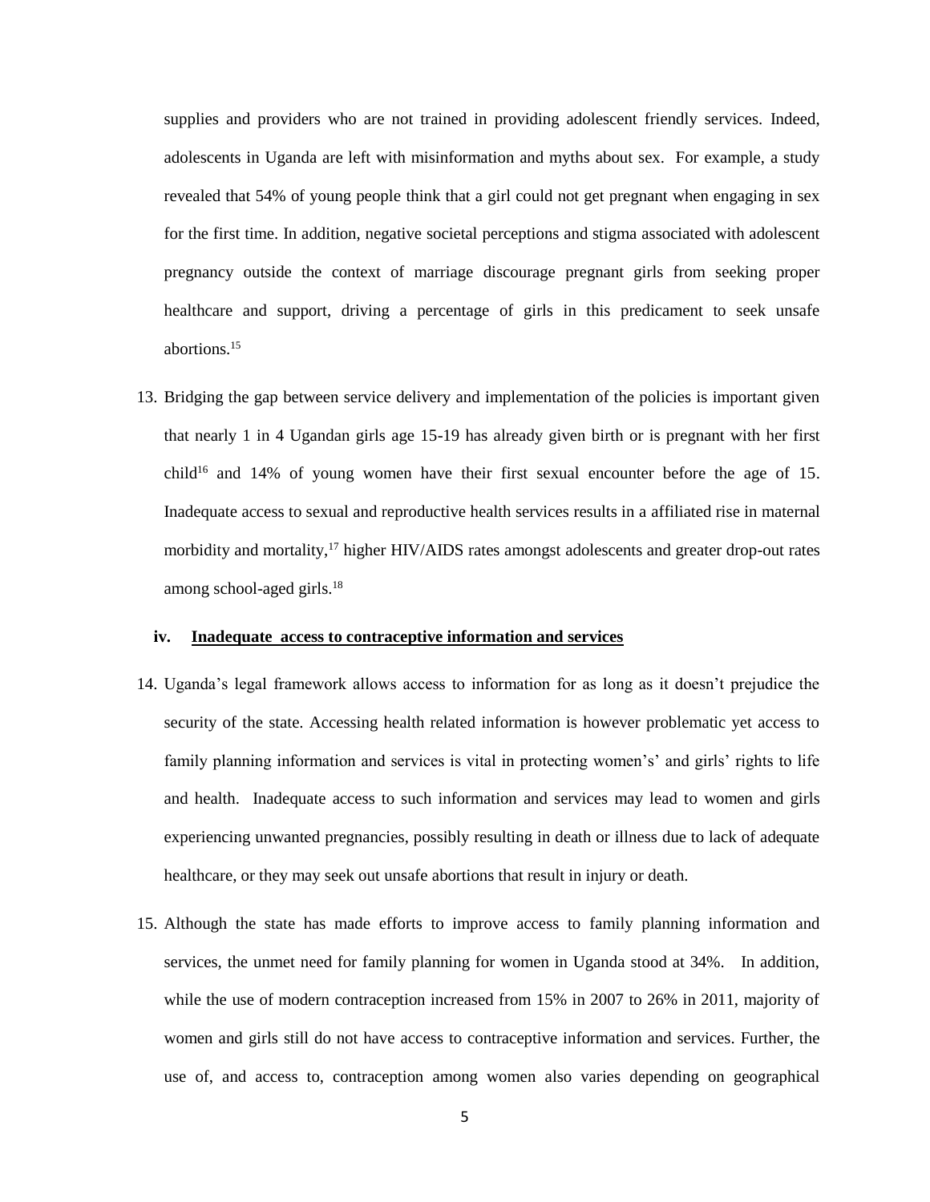supplies and providers who are not trained in providing adolescent friendly services. Indeed, adolescents in Uganda are left with misinformation and myths about sex. For example, a study revealed that 54% of young people think that a girl could not get pregnant when engaging in sex for the first time. In addition, negative societal perceptions and stigma associated with adolescent pregnancy outside the context of marriage discourage pregnant girls from seeking proper healthcare and support, driving a percentage of girls in this predicament to seek unsafe abortions.[15]

13. Bridging the gap between service delivery and implementation of the policies is important given that nearly 1 in 4 Ugandan girls age 15-19 has already given birth or is pregnant with her first child[16] and 14% of young women have their first sexual encounter before the age of 15. Inadequate access to sexual and reproductive health services results in a affiliated rise in maternal morbidity and mortality,[17] higher HIV/AIDS rates amongst adolescents and greater drop-out rates among school-aged girls.[18]

### iv. Inadequate access to contraceptive information and services

14. Uganda's legal framework allows access to information for as long as it doesn't prejudice the security of the state. Accessing health related information is however problematic yet access to family planning information and services is vital in protecting women's' and girls' rights to life and health. Inadequate access to such information and services may lead to women and girls experiencing unwanted pregnancies, possibly resulting in death or illness due to lack of adequate healthcare, or they may seek out unsafe abortions that result in injury or death.

15. Although the state has made efforts to improve access to family planning information and services, the unmet need for family planning for women in Uganda stood at 34%. In addition, while the use of modern contraception increased from 15% in 2007 to 26% in 2011, majority of women and girls still do not have access to contraceptive information and services. Further, the use of, and access to, contraception among women also varies depending on geographical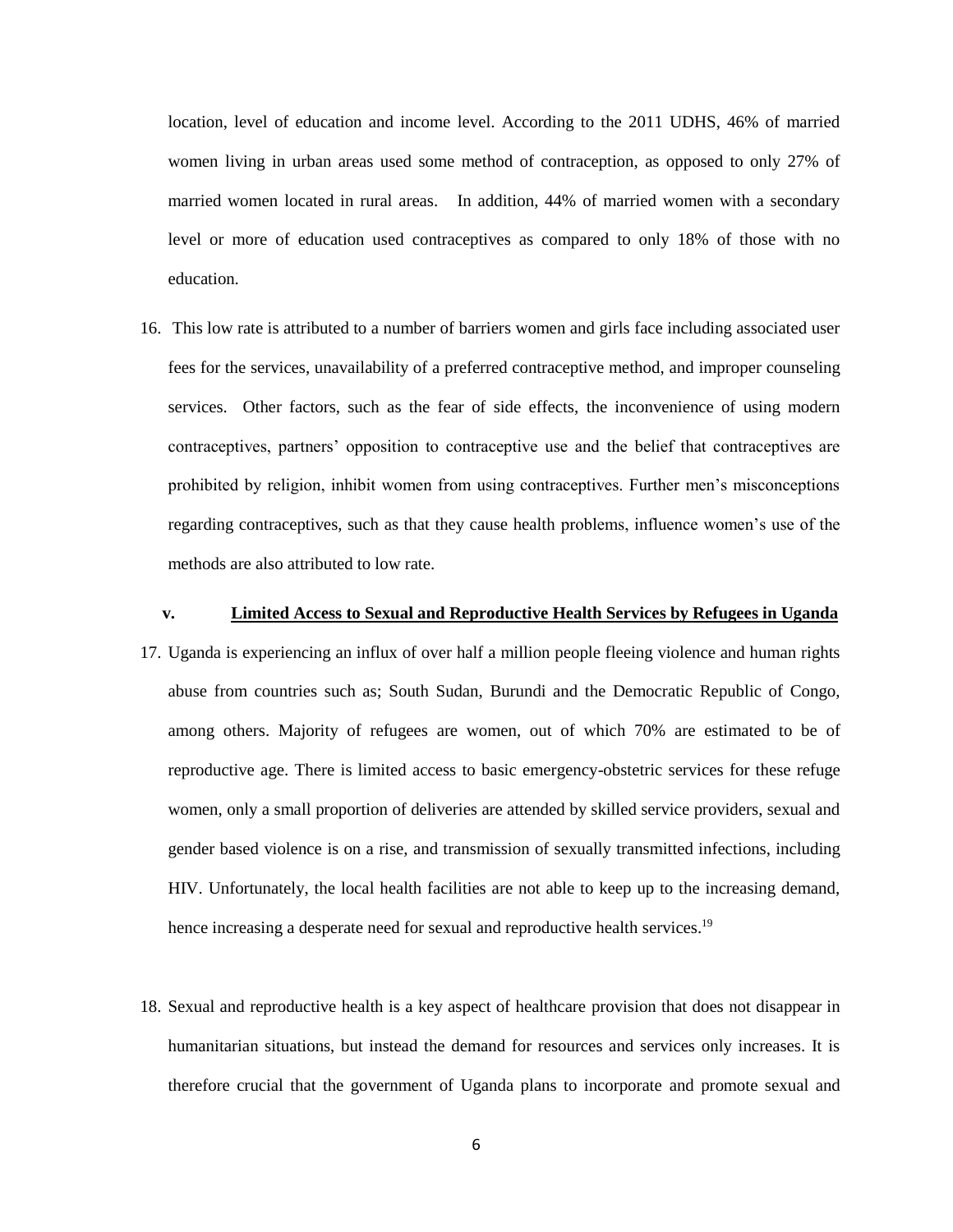location, level of education and income level. According to the 2011 UDHS, 46% of married women living in urban areas used some method of contraception, as opposed to only 27% of married women located in rural areas. In addition, 44% of married women with a secondary level or more of education used contraceptives as compared to only 18% of those with no education.

16. This low rate is attributed to a number of barriers women and girls face including associated user fees for the services, unavailability of a preferred contraceptive method, and improper counseling services. Other factors, such as the fear of side effects, the inconvenience of using modern contraceptives, partners' opposition to contraceptive use and the belief that contraceptives are prohibited by religion, inhibit women from using contraceptives. Further men's misconceptions regarding contraceptives, such as that they cause health problems, influence women's use of the methods are also attributed to low rate.

### v. **<u>Limited Access to Sexual and Reproductive Health Services by Refugees in Uganda</u>**

17. Uganda is experiencing an influx of over half a million people fleeing violence and human rights abuse from countries such as; South Sudan, Burundi and the Democratic Republic of Congo, among others. Majority of refugees are women, out of which 70% are estimated to be of reproductive age. There is limited access to basic emergency-obstetric services for these refuge women, only a small proportion of deliveries are attended by skilled service providers, sexual and gender based violence is on a rise, and transmission of sexually transmitted infections, including HIV. Unfortunately, the local health facilities are not able to keep up to the increasing demand, hence increasing a desperate need for sexual and reproductive health services.[19]

18. Sexual and reproductive health is a key aspect of healthcare provision that does not disappear in humanitarian situations, but instead the demand for resources and services only increases. It is therefore crucial that the government of Uganda plans to incorporate and promote sexual and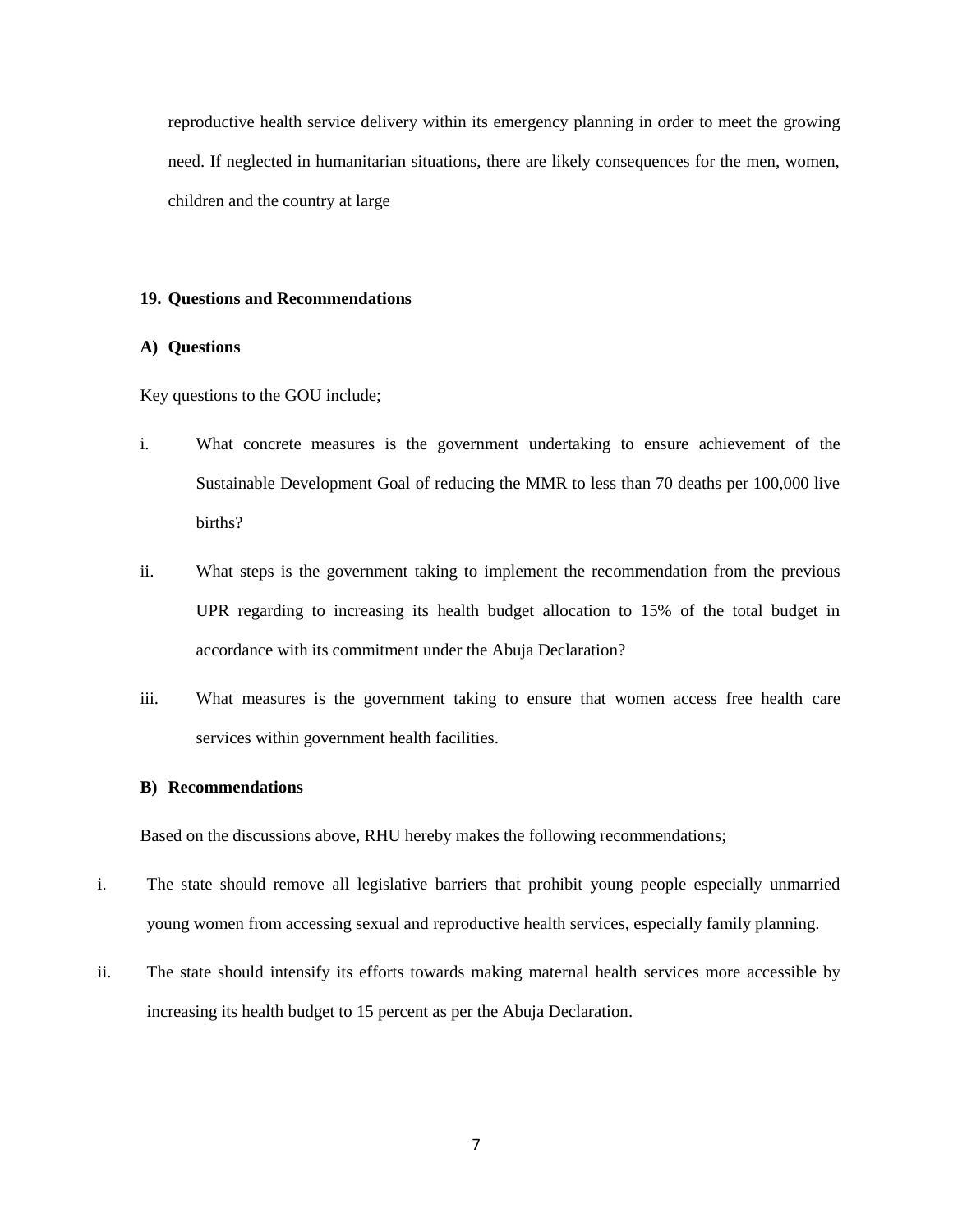reproductive health service delivery within its emergency planning in order to meet the growing need. If neglected in humanitarian situations, there are likely consequences for the men, women, children and the country at large

## 19. Questions and Recommendations

### A) Questions

Key questions to the GOU include;

i. What concrete measures is the government undertaking to ensure achievement of the Sustainable Development Goal of reducing the MMR to less than 70 deaths per 100,000 live births?

ii. What steps is the government taking to implement the recommendation from the previous UPR regarding to increasing its health budget allocation to 15% of the total budget in accordance with its commitment under the Abuja Declaration?

iii. What measures is the government taking to ensure that women access free health care services within government health facilities.

### B) Recommendations

Based on the discussions above, RHU hereby makes the following recommendations;

i. The state should remove all legislative barriers that prohibit young people especially unmarried young women from accessing sexual and reproductive health services, especially family planning.

ii. The state should intensify its efforts towards making maternal health services more accessible by increasing its health budget to 15 percent as per the Abuja Declaration.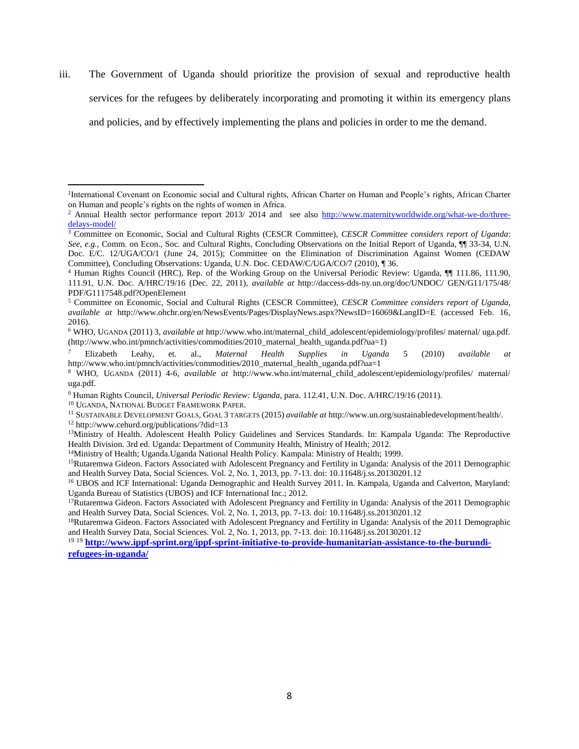iii. The Government of Uganda should prioritize the provision of sexual and reproductive health services for the refugees by deliberately incorporating and promoting it within its emergency plans and policies, and by effectively implementing the plans and policies in order to me the demand.

---

[1]International Covenant on Economic social and Cultural rights, African Charter on Human and People's rights, African Charter on Human and people's rights on the rights of women in Africa.

[2] Annual Health sector performance report 2013/ 2014 and see also http://www.maternityworldwide.org/what-we-do/three-delays-model/

[3] Committee on Economic, Social and Cultural Rights (CESCR Committee), *CESCR Committee considers report of Uganda*: *See, e.g.*, Comm. on Econ., Soc. and Cultural Rights, Concluding Observations on the Initial Report of Uganda, ¶¶ 33-34, U.N. Doc. E/C. 12/UGA/CO/1 (June 24, 2015); Committee on the Elimination of Discrimination Against Women (CEDAW Committee), Concluding Observations: Uganda, U.N. Doc. CEDAW/C/UGA/CO/7 (2010), ¶ 36.

[4] Human Rights Council (HRC), Rep. of the Working Group on the Universal Periodic Review: Uganda, ¶¶ 111.86, 111.90, 111.91, U.N. Doc. A/HRC/19/16 (Dec. 22, 2011), *available at* http://daccess-dds-ny.un.org/doc/UNDOC/ GEN/G11/175/48/ PDF/G1117548.pdf?OpenElement

[5] Committee on Economic, Social and Cultural Rights (CESCR Committee), *CESCR Committee considers report of Uganda, available at* http://www.ohchr.org/en/NewsEvents/Pages/DisplayNews.aspx?NewsID=16069&LangID=E (accessed Feb. 16, 2016).

[6] WHO, UGANDA (2011) 3, *available at* http://www.who.int/maternal_child_adolescent/epidemiology/profiles/ maternal/ uga.pdf. (http://www.who.int/pmnch/activities/commodities/2010_maternal_health_uganda.pdf?ua=1)

[7] Elizabeth Leahy, et. al., *Maternal Health Supplies in Uganda* 5 (2010) *available at* http://www.who.int/pmnch/activities/commodities/2010_maternal_health_uganda.pdf?ua=1

[8] WHO, UGANDA (2011) 4-6, *available at* http://www.who.int/maternal_child_adolescent/epidemiology/profiles/ maternal/ uga.pdf.

[9] Human Rights Council, *Universal Periodic Review: Uganda*, para. 112.41, U.N. Doc. A/HRC/19/16 (2011).

[10] UGANDA, NATIONAL BUDGET FRAMEWORK PAPER.

[11] SUSTAINABLE DEVELOPMENT GOALS, GOAL 3 TARGETS (2015) *available at* http://www.un.org/sustainabledevelopment/health/.

[12] http://www.cehurd.org/publications/?did=13

[13]Ministry of Health. Adolescent Health Policy Guidelines and Services Standards. In: Kampala Uganda: The Reproductive Health Division. 3rd ed. Uganda: Department of Community Health, Ministry of Health; 2012.

[14]Ministry of Health; Uganda.Uganda National Health Policy. Kampala: Ministry of Health; 1999.

[15]Rutaremwa Gideon. Factors Associated with Adolescent Pregnancy and Fertility in Uganda: Analysis of the 2011 Demographic and Health Survey Data, Social Sciences. Vol. 2, No. 1, 2013, pp. 7-13. doi: 10.11648/j.ss.20130201.12

[16] UBOS and ICF International: Uganda Demographic and Health Survey 2011. In. Kampala, Uganda and Calverton, Maryland: Uganda Bureau of Statistics (UBOS) and ICF International Inc.; 2012.

[17]Rutaremwa Gideon. Factors Associated with Adolescent Pregnancy and Fertility in Uganda: Analysis of the 2011 Demographic and Health Survey Data, Social Sciences. Vol. 2, No. 1, 2013, pp. 7-13. doi: 10.11648/j.ss.20130201.12

[18]Rutaremwa Gideon. Factors Associated with Adolescent Pregnancy and Fertility in Uganda: Analysis of the 2011 Demographic and Health Survey Data, Social Sciences. Vol. 2, No. 1, 2013, pp. 7-13. doi: 10.11648/j.ss.20130201.12

[19] [19] **http://www.ippf-sprint.org/ippf-sprint-initiative-to-provide-humanitarian-assistance-to-the-burundi-refugees-in-uganda/**